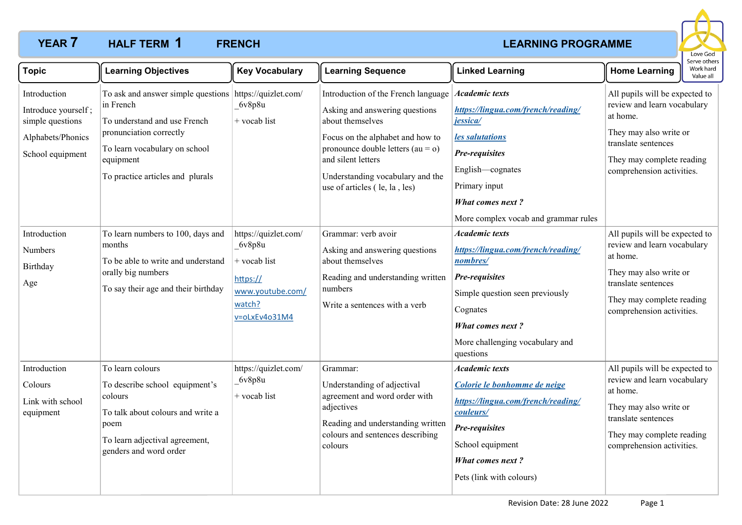# YEAR 7 HALF TERM 1 FRENCH LEARNING PROGRAMME

Love God
Serve others
Work hard
Value all

| Topic | Learning Objectives | Key Vocabulary | Learning Sequence | Linked Learning | Home Learning |
|---|---|---|---|---|---|
| Introduction<br><br>Introduce yourself ; simple questions<br><br>Alphabets/Phonics<br><br>School equipment | To ask and answer simple questions in French<br><br>To understand and use French pronunciation correctly<br><br>To learn vocabulary on school equipment<br><br>To practice articles and plurals | https://quizlet.com/_6v8p8u<br><br>+ vocab list | Introduction of the French language<br><br>Asking and answering questions about themselves<br><br>Focus on the alphabet and how to pronounce double letters (au = o) and silent letters<br><br>Understanding vocabulary and the use of articles ( le, la , les) | ***Academic texts***<br><br>***https://lingua.com/french/reading/jessica/***<br><br>***les salutations***<br><br>***Pre-requisites***<br><br>English—cognates<br><br>Primary input<br><br>***What comes next ?***<br><br>More complex vocab and grammar rules | All pupils will be expected to review and learn vocabulary at home.<br><br>They may also write or translate sentences<br><br>They may complete reading comprehension activities. |
| Introduction<br><br>Numbers<br><br>Birthday<br><br>Age | To learn numbers to 100, days and months<br><br>To be able to write and understand orally big numbers<br><br>To say their age and their birthday | https://quizlet.com/_6v8p8u<br><br>+ vocab list<br><br>https://www.youtube.com/watch?v=oLxEv4o31M4 | Grammar: verb avoir<br><br>Asking and answering questions about themselves<br><br>Reading and understanding written numbers<br><br>Write a sentences with a verb | ***Academic texts***<br><br>***https://lingua.com/french/reading/nombres/***<br><br>***Pre-requisites***<br><br>Simple question seen previously<br><br>Cognates<br><br>***What comes next ?***<br><br>More challenging vocabulary and questions | All pupils will be expected to review and learn vocabulary at home.<br><br>They may also write or translate sentences<br><br>They may complete reading comprehension activities. |
| Introduction<br><br>Colours<br><br>Link with school equipment | To learn colours<br><br>To describe school equipment's colours<br><br>To talk about colours and write a poem<br><br>To learn adjectival agreement, genders and word order | https://quizlet.com/_6v8p8u<br><br>+ vocab list | Grammar:<br><br>Understanding of adjectival agreement and word order with adjectives<br><br>Reading and understanding written colours and sentences describing colours | ***Academic texts***<br><br>***Colorie le bonhomme de neige***<br><br>***https://lingua.com/french/reading/couleurs/***<br><br>***Pre-requisites***<br><br>School equipment<br><br>***What comes next ?***<br><br>Pets (link with colours) | All pupils will be expected to review and learn vocabulary at home.<br><br>They may also write or translate sentences<br><br>They may complete reading comprehension activities. |

Revision Date: 28 June 2022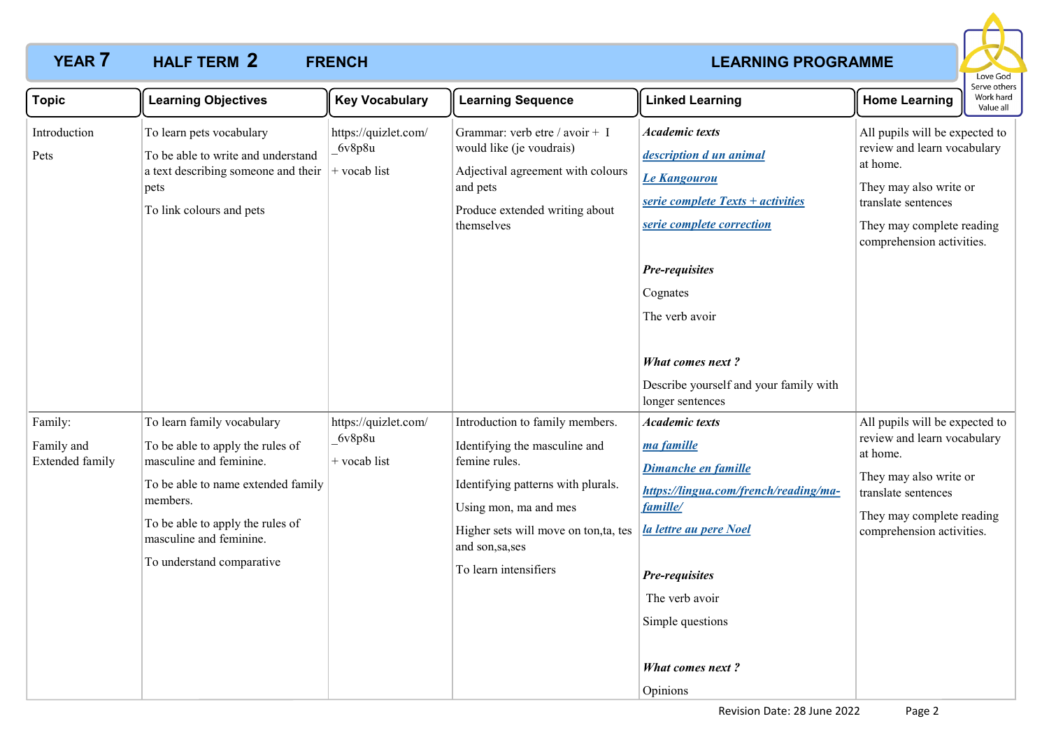# YEAR 7 HALF TERM 2 FRENCH LEARNING PROGRAMME

Love God
Serve others
Work hard
Value all

| Topic | Learning Objectives | Key Vocabulary | Learning Sequence | Linked Learning | Home Learning |
|---|---|---|---|---|---|
| Introduction<br><br>Pets | To learn pets vocabulary<br><br>To be able to write and understand a text describing someone and their pets<br><br>To link colours and pets | https://quizlet.com/_6v8p8u<br><br>+ vocab list | Grammar: verb etre / avoir + I would like (je voudrais)<br><br>Adjectival agreement with colours and pets<br><br>Produce extended writing about themselves | ***Academic texts***<br><br>***description d un animal***<br><br>***Le Kangourou***<br><br>***serie complete Texts + activities***<br><br>***serie complete correction***<br><br>***Pre-requisites***<br><br>Cognates<br><br>The verb avoir<br><br>***What comes next ?***<br><br>Describe yourself and your family with longer sentences | All pupils will be expected to review and learn vocabulary at home.<br><br>They may also write or translate sentences<br><br>They may complete reading comprehension activities. |
| Family:<br><br>Family and Extended family | To learn family vocabulary<br><br>To be able to apply the rules of masculine and feminine.<br><br>To be able to name extended family members.<br><br>To be able to apply the rules of masculine and feminine.<br><br>To understand comparative | https://quizlet.com/_6v8p8u<br><br>+ vocab list | Introduction to family members.<br><br>Identifying the masculine and femine rules.<br><br>Identifying patterns with plurals.<br><br>Using mon, ma and mes<br><br>Higher sets will move on ton,ta, tes and son,sa,ses<br><br>To learn intensifiers | ***Academic texts***<br><br>***ma famille***<br><br>***Dimanche en famille***<br><br>***https://lingua.com/french/reading/ma-famille/***<br><br>***la lettre au pere Noel***<br><br>***Pre-requisites***<br><br>The verb avoir<br><br>Simple questions<br><br>***What comes next ?***<br><br>Opinions | All pupils will be expected to review and learn vocabulary at home.<br><br>They may also write or translate sentences<br><br>They may complete reading comprehension activities. |

Revision Date: 28 June 2022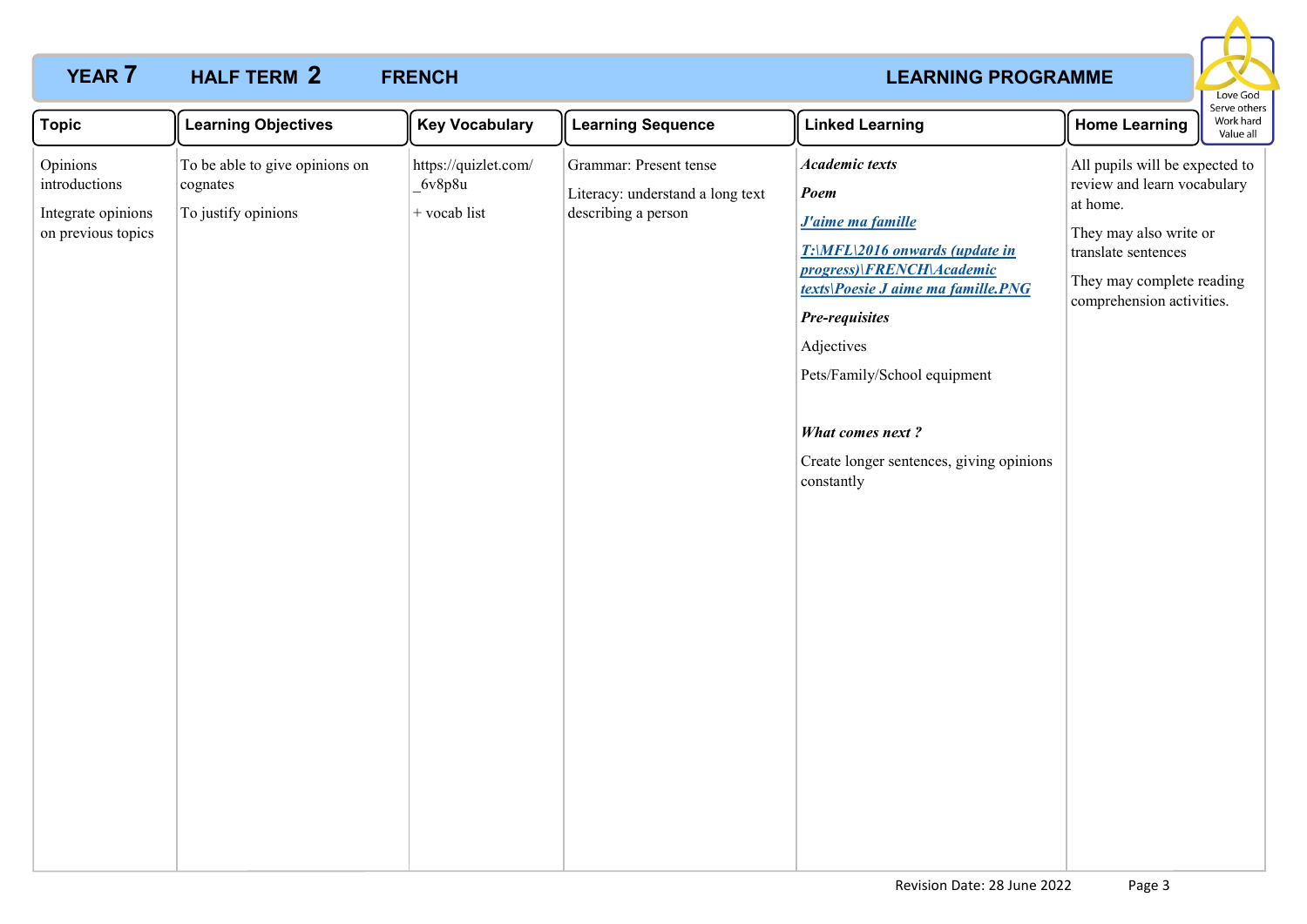# YEAR 7 HALF TERM 2 FRENCH LEARNING PROGRAMME

Love God
Serve others
Work hard
Value all

| Topic | Learning Objectives | Key Vocabulary | Learning Sequence | Linked Learning | Home Learning |
|---|---|---|---|---|---|
| Opinions introductions<br><br>Integrate opinions on previous topics | To be able to give opinions on cognates<br><br>To justify opinions | https://quizlet.com/_6v8p8u<br><br>+ vocab list | Grammar: Present tense<br><br>Literacy: understand a long text describing a person | ***Academic texts***<br><br>***Poem***<br><br>***J'aime ma famille***<br><br>***T:\MFL\2016 onwards (update in progress)\FRENCH\Academic texts\Poesie J aime ma famille.PNG***<br><br>***Pre-requisites***<br><br>Adjectives<br><br>Pets/Family/School equipment<br><br>***What comes next ?***<br><br>Create longer sentences, giving opinions constantly | All pupils will be expected to review and learn vocabulary at home.<br><br>They may also write or translate sentences<br><br>They may complete reading comprehension activities. |

Revision Date: 28 June 2022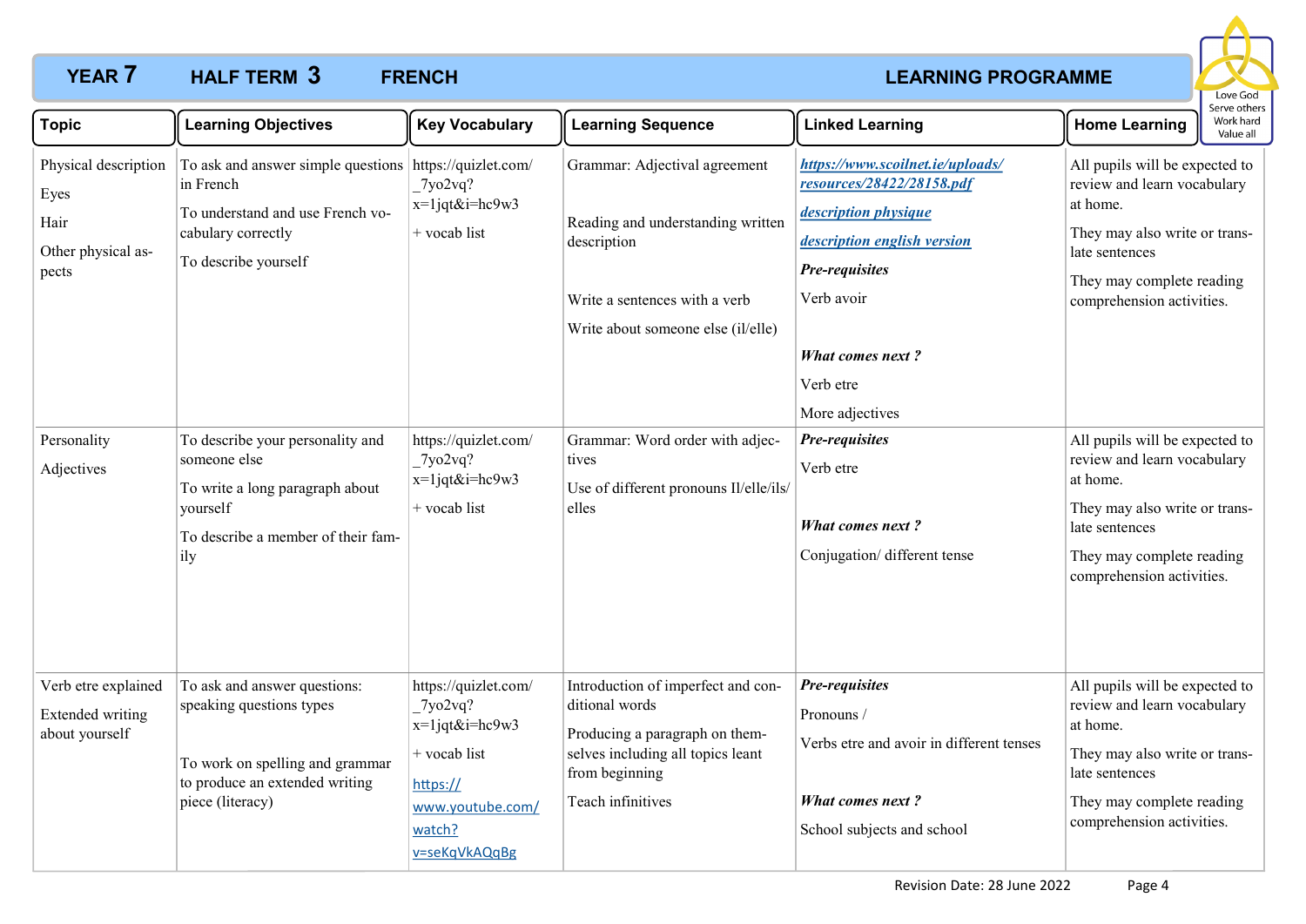# YEAR 7 HALF TERM 3 FRENCH LEARNING PROGRAMME

Love God
Serve others
Work hard
Value all

| Topic | Learning Objectives | Key Vocabulary | Learning Sequence | Linked Learning | Home Learning |
|---|---|---|---|---|---|
| Physical description<br><br>Eyes<br><br>Hair<br><br>Other physical aspects | To ask and answer simple questions in French<br><br>To understand and use French vocabulary correctly<br><br>To describe yourself | https://quizlet.com/_7yo2vq?x=1jqt&i=hc9w3<br><br>+ vocab list | Grammar: Adjectival agreement<br><br>Reading and understanding written description<br><br>Write a sentences with a verb<br><br>Write about someone else (il/elle) | ***https://www.scoilnet.ie/uploads/resources/28422/28158.pdf***<br><br>***description physique***<br><br>***description english version***<br><br>***Pre-requisites***<br><br>Verb avoir<br><br>***What comes next ?***<br><br>Verb etre<br><br>More adjectives | All pupils will be expected to review and learn vocabulary at home.<br><br>They may also write or translate sentences<br><br>They may complete reading comprehension activities. |
| Personality<br><br>Adjectives | To describe your personality and someone else<br><br>To write a long paragraph about yourself<br><br>To describe a member of their family | https://quizlet.com/_7yo2vq?x=1jqt&i=hc9w3<br><br>+ vocab list | Grammar: Word order with adjectives<br><br>Use of different pronouns Il/elle/ils/elles | ***Pre-requisites***<br><br>Verb etre<br><br>***What comes next ?***<br><br>Conjugation/ different tense | All pupils will be expected to review and learn vocabulary at home.<br><br>They may also write or translate sentences<br><br>They may complete reading comprehension activities. |
| Verb etre explained<br><br>Extended writing about yourself | To ask and answer questions: speaking questions types<br><br>To work on spelling and grammar to produce an extended writing piece (literacy) | https://quizlet.com/_7yo2vq?x=1jqt&i=hc9w3<br><br>+ vocab list<br><br>https://www.youtube.com/watch?v=seKqVkAQqBg | Introduction of imperfect and conditional words<br><br>Producing a paragraph on themselves including all topics leant from beginning<br><br>Teach infinitives | ***Pre-requisites***<br><br>Pronouns /<br><br>Verbs etre and avoir in different tenses<br><br>***What comes next ?***<br><br>School subjects and school | All pupils will be expected to review and learn vocabulary at home.<br><br>They may also write or translate sentences<br><br>They may complete reading comprehension activities. |

Revision Date: 28 June 2022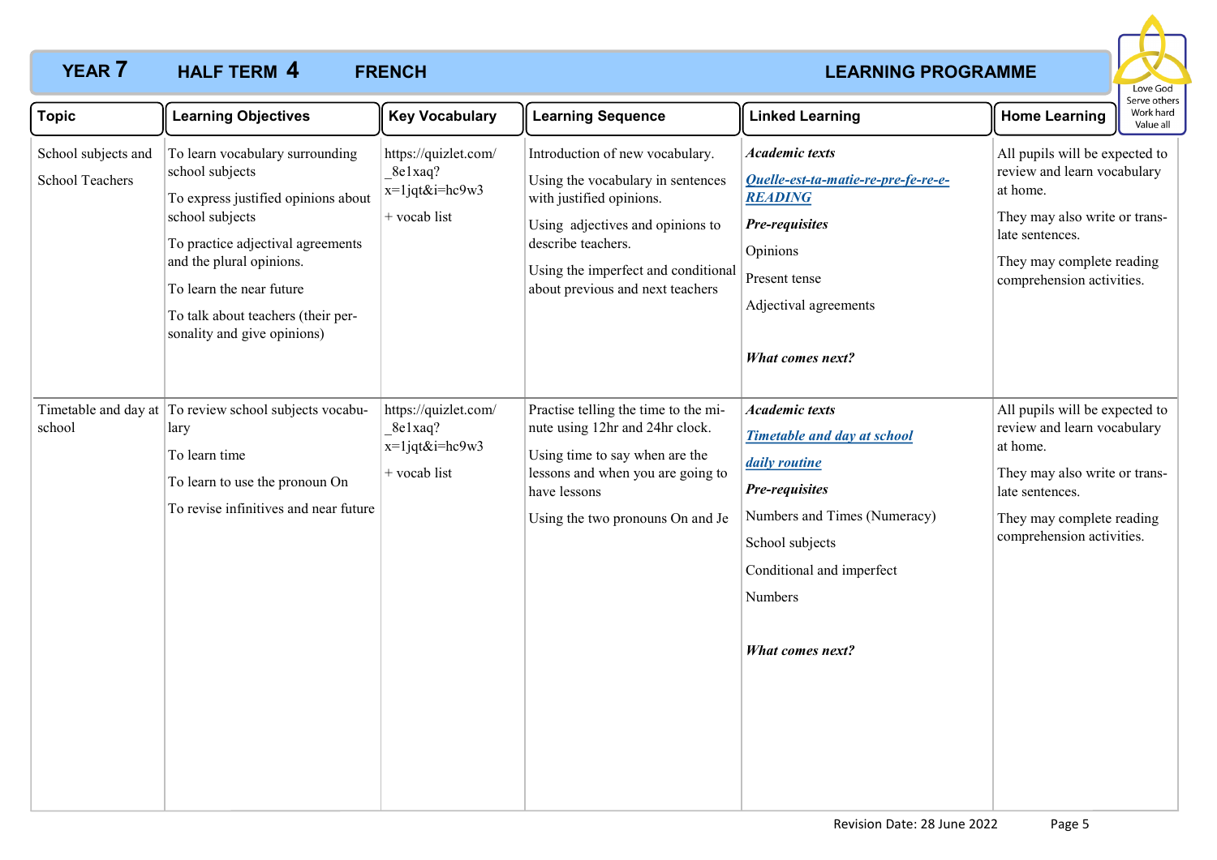# YEAR 7 HALF TERM 4 FRENCH LEARNING PROGRAMME

Love God
Serve others
Work hard
Value all

| Topic | Learning Objectives | Key Vocabulary | Learning Sequence | Linked Learning | Home Learning |
|---|---|---|---|---|---|
| School subjects and School Teachers | To learn vocabulary surrounding school subjects<br>To express justified opinions about school subjects<br>To practice adjectival agreements and the plural opinions.<br>To learn the near future<br>To talk about teachers (their personality and give opinions) | https://quizlet.com/_8e1xaq?x=1jqt&i=hc9w3<br>+ vocab list | Introduction of new vocabulary.<br>Using the vocabulary in sentences with justified opinions.<br>Using adjectives and opinions to describe teachers.<br>Using the imperfect and conditional about previous and next teachers | ***Academic texts***<br>***Quelle-est-ta-matie-re-pre-fe-re-e-READING***<br>***Pre-requisites***<br>Opinions<br>Present tense<br>Adjectival agreements<br>***What comes next?*** | All pupils will be expected to review and learn vocabulary at home.<br>They may also write or translate sentences.<br>They may complete reading comprehension activities. |
| Timetable and day at school | To review school subjects vocabulary<br>To learn time<br>To learn to use the pronoun On<br>To revise infinitives and near future | https://quizlet.com/_8e1xaq?x=1jqt&i=hc9w3<br>+ vocab list | Practise telling the time to the minute using 12hr and 24hr clock.<br>Using time to say when are the lessons and when you are going to have lessons<br>Using the two pronouns On and Je | ***Academic texts***<br>***Timetable and day at school***<br>***daily routine***<br>***Pre-requisites***<br>Numbers and Times (Numeracy)<br>School subjects<br>Conditional and imperfect<br>Numbers<br>***What comes next?*** | All pupils will be expected to review and learn vocabulary at home.<br>They may also write or translate sentences.<br>They may complete reading comprehension activities. |

Revision Date: 28 June 2022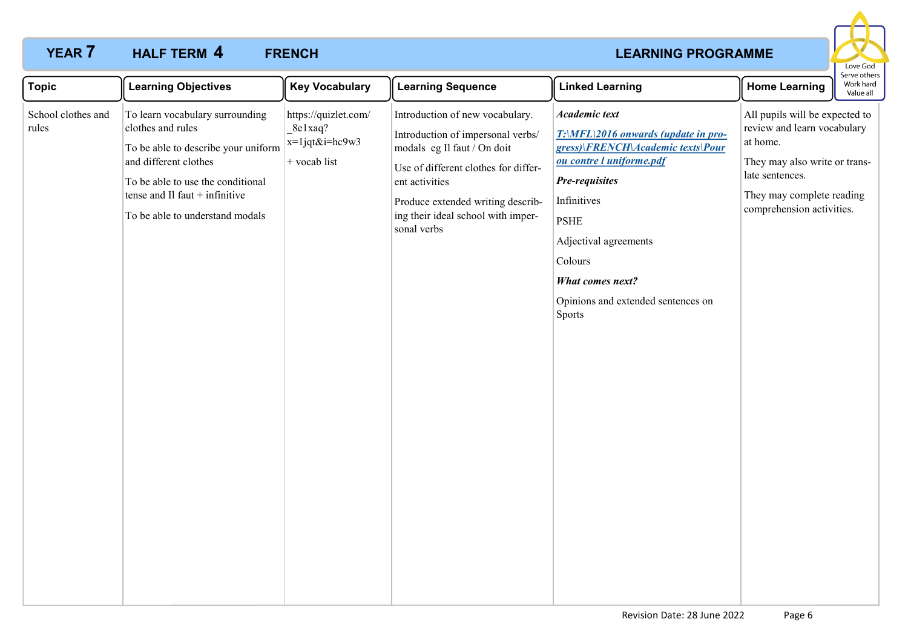# YEAR 7 HALF TERM 4 FRENCH LEARNING PROGRAMME

| Topic | Learning Objectives | Key Vocabulary | Learning Sequence | Linked Learning | Home Learning |
|---|---|---|---|---|---|
| School clothes and rules | To learn vocabulary surrounding clothes and rules<br><br>To be able to describe your uniform and different clothes<br><br>To be able to use the conditional tense and Il faut + infinitive<br><br>To be able to understand modals | https://quizlet.com/_8e1xaq?x=1jqt&i=hc9w3<br><br>+ vocab list | Introduction of new vocabulary.<br><br>Introduction of impersonal verbs/ modals eg Il faut / On doit<br><br>Use of different clothes for different activities<br><br>Produce extended writing describing their ideal school with impersonal verbs | ***Academic text***<br><br>***T:\MFL\2016 onwards (update in progress)\FRENCH\Academic texts\Pour ou contre l uniforme.pdf***<br><br>***Pre-requisites***<br><br>Infinitives<br><br>PSHE<br><br>Adjectival agreements<br><br>Colours<br><br>***What comes next?***<br><br>Opinions and extended sentences on Sports | All pupils will be expected to review and learn vocabulary at home.<br><br>They may also write or translate sentences.<br><br>They may complete reading comprehension activities. |

Revision Date: 28 June 2022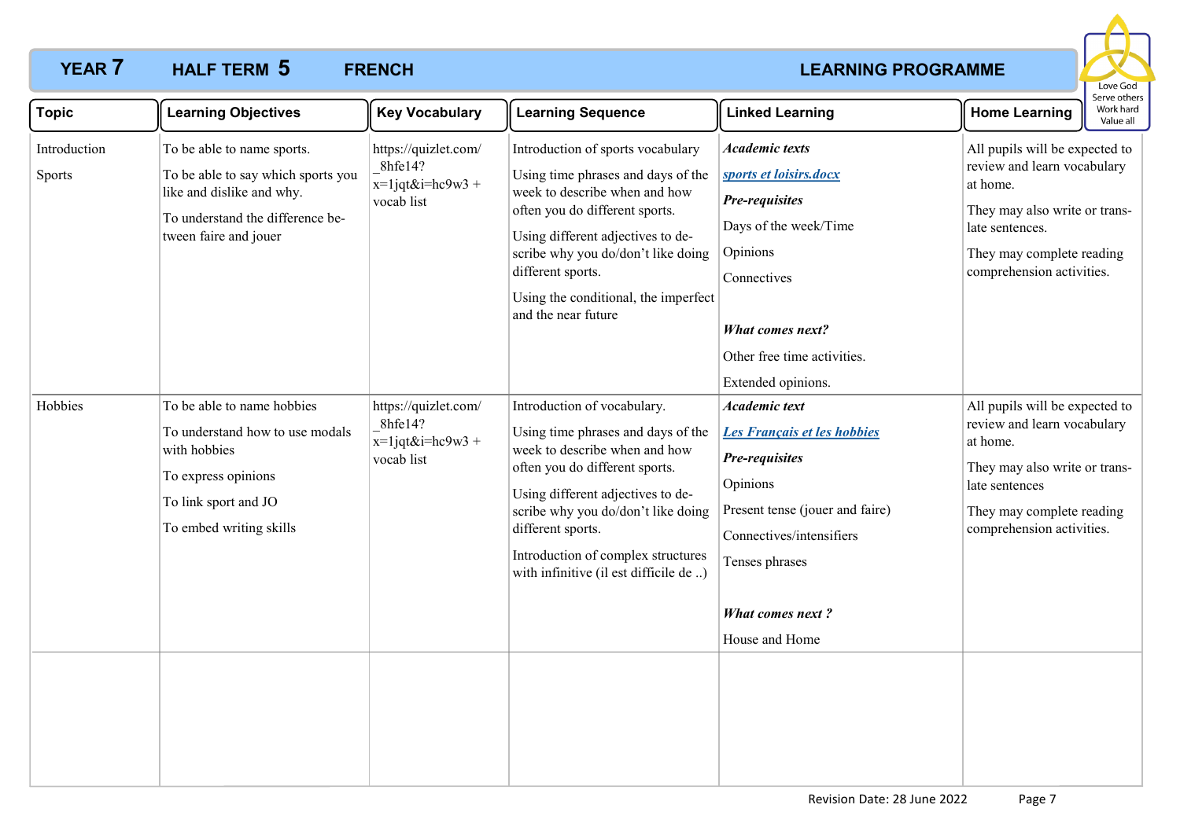**YEAR 7 HALF TERM 5 FRENCH LEARNING PROGRAMME**

Love God
Serve others
Work hard
Value all

| Topic | Learning Objectives | Key Vocabulary | Learning Sequence | Linked Learning | Home Learning |
|---|---|---|---|---|---|
| Introduction<br><br>Sports | To be able to name sports.<br><br>To be able to say which sports you like and dislike and why.<br><br>To understand the difference between faire and jouer | https://quizlet.com/_8hfe14?x=1jqt&i=hc9w3 + vocab list | Introduction of sports vocabulary<br><br>Using time phrases and days of the week to describe when and how often you do different sports.<br><br>Using different adjectives to describe why you do/don't like doing different sports.<br><br>Using the conditional, the imperfect and the near future | ***Academic texts***<br><br>***sports et loisirs.docx***<br><br>***Pre-requisites***<br><br>Days of the week/Time<br><br>Opinions<br><br>Connectives<br><br>***What comes next?***<br><br>Other free time activities.<br><br>Extended opinions. | All pupils will be expected to review and learn vocabulary at home.<br><br>They may also write or translate sentences.<br><br>They may complete reading comprehension activities. |
| Hobbies | To be able to name hobbies<br><br>To understand how to use modals with hobbies<br><br>To express opinions<br><br>To link sport and JO<br><br>To embed writing skills | https://quizlet.com/_8hfe14?x=1jqt&i=hc9w3 + vocab list | Introduction of vocabulary.<br><br>Using time phrases and days of the week to describe when and how often you do different sports.<br><br>Using different adjectives to describe why you do/don't like doing different sports.<br><br>Introduction of complex structures with infinitive (il est difficile de ..) | ***Academic text***<br><br>***Les Français et les hobbies***<br><br>***Pre-requisites***<br><br>Opinions<br><br>Present tense (jouer and faire)<br><br>Connectives/intensifiers<br><br>Tenses phrases<br><br>***What comes next ?***<br><br>House and Home | All pupils will be expected to review and learn vocabulary at home.<br><br>They may also write or translate sentences<br><br>They may complete reading comprehension activities. |
| | | | | | |

Revision Date: 28 June 2022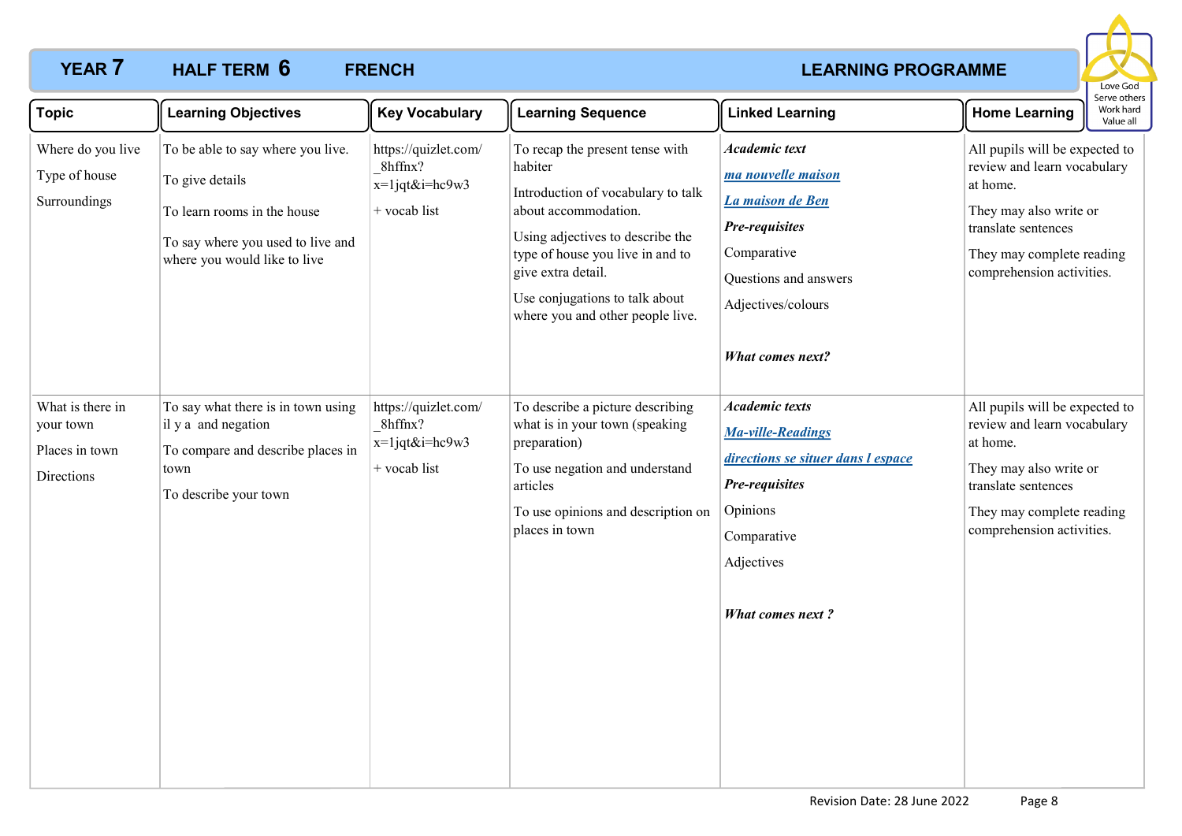# YEAR 7 HALF TERM 6 FRENCH LEARNING PROGRAMME

Love God
Serve others
Work hard
Value all

| Topic | Learning Objectives | Key Vocabulary | Learning Sequence | Linked Learning | Home Learning |
|---|---|---|---|---|---|
| Where do you live<br><br>Type of house<br><br>Surroundings | To be able to say where you live.<br><br>To give details<br><br>To learn rooms in the house<br><br>To say where you used to live and where you would like to live | https://quizlet.com/_8hffnx?x=1jqt&i=hc9w3<br><br>+ vocab list | To recap the present tense with habiter<br><br>Introduction of vocabulary to talk about accommodation.<br><br>Using adjectives to describe the type of house you live in and to give extra detail.<br><br>Use conjugations to talk about where you and other people live. | ***Academic text***<br><br>***ma nouvelle maison***<br><br>***La maison de Ben***<br><br>***Pre-requisites***<br><br>Comparative<br><br>Questions and answers<br><br>Adjectives/colours<br><br>***What comes next?*** | All pupils will be expected to review and learn vocabulary at home.<br><br>They may also write or translate sentences<br><br>They may complete reading comprehension activities. |
| What is there in your town<br><br>Places in town<br><br>Directions | To say what there is in town using il y a and negation<br><br>To compare and describe places in town<br><br>To describe your town | https://quizlet.com/_8hffnx?x=1jqt&i=hc9w3<br><br>+ vocab list | To describe a picture describing what is in your town (speaking preparation)<br><br>To use negation and understand articles<br><br>To use opinions and description on places in town | ***Academic texts***<br><br>***Ma-ville-Readings***<br><br>***directions se situer dans l espace***<br><br>***Pre-requisites***<br><br>Opinions<br><br>Comparative<br><br>Adjectives<br><br>***What comes next ?*** | All pupils will be expected to review and learn vocabulary at home.<br><br>They may also write or translate sentences<br><br>They may complete reading comprehension activities. |

Revision Date: 28 June 2022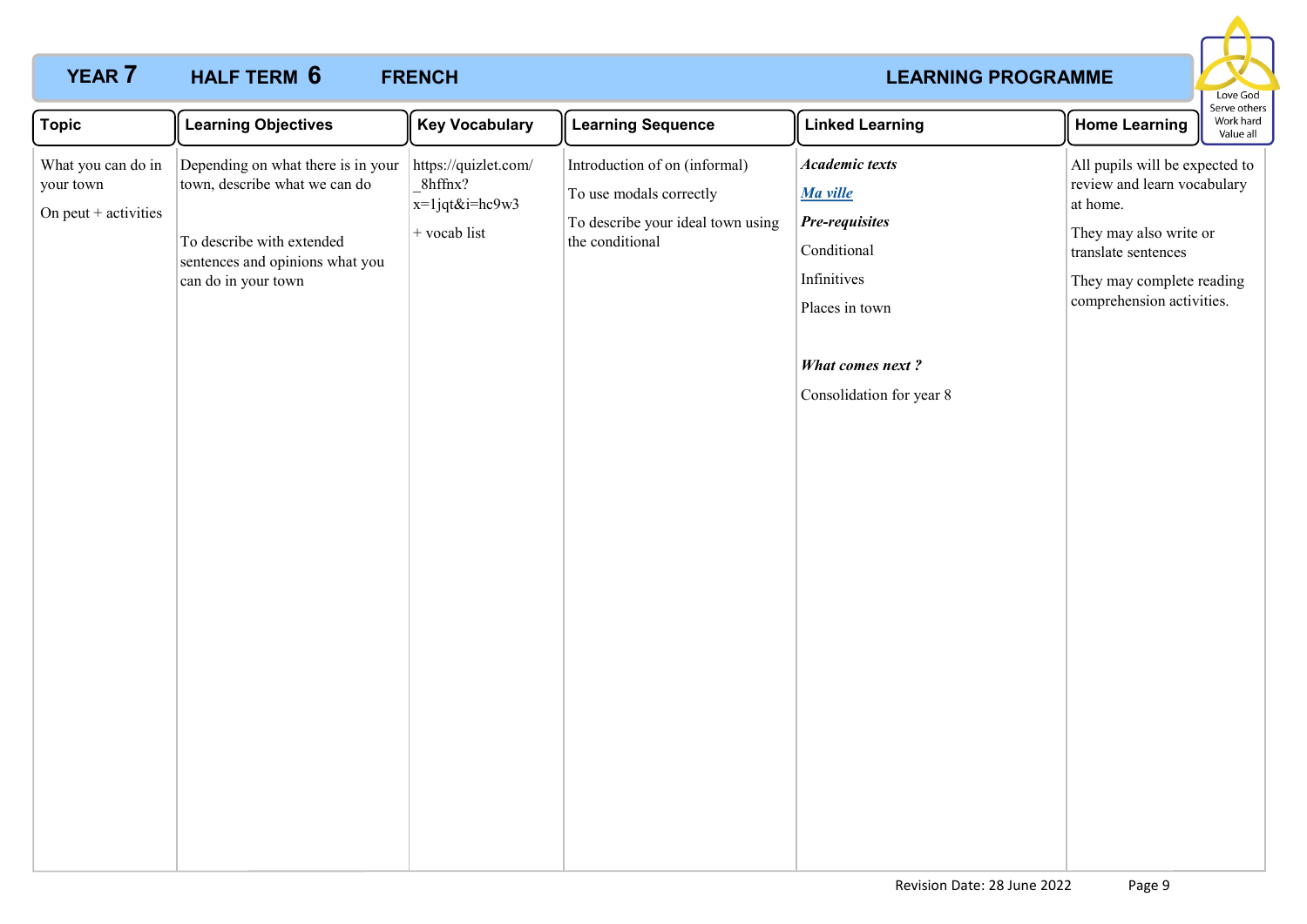**YEAR 7 HALF TERM 6 FRENCH LEARNING PROGRAMME**

Love God
Serve others
Work hard
Value all

| Topic | Learning Objectives | Key Vocabulary | Learning Sequence | Linked Learning | Home Learning |
|---|---|---|---|---|---|
| What you can do in your town<br><br>On peut + activities | Depending on what there is in your town, describe what we can do<br><br>To describe with extended sentences and opinions what you can do in your town | https://quizlet.com/_8hffnx?x=1jqt&i=hc9w3<br><br>+ vocab list | Introduction of on (informal)<br><br>To use modals correctly<br><br>To describe your ideal town using the conditional | ***Academic texts***<br><br>***Ma ville***<br><br>***Pre-requisites***<br><br>Conditional<br><br>Infinitives<br><br>Places in town<br><br>***What comes next ?***<br><br>Consolidation for year 8 | All pupils will be expected to review and learn vocabulary at home.<br><br>They may also write or translate sentences<br><br>They may complete reading comprehension activities. |

Revision Date: 28 June 2022